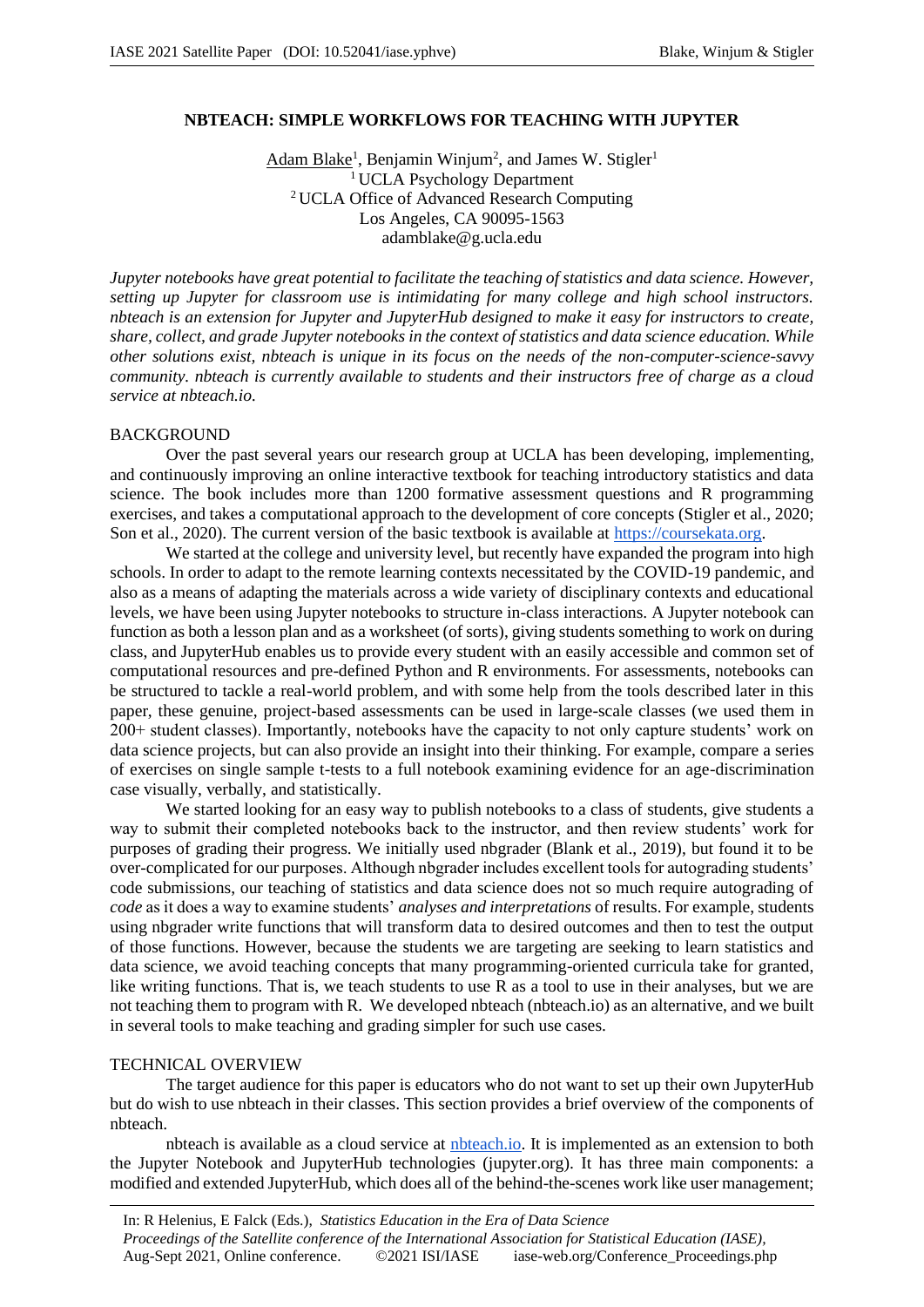# NBTEACH: SIMPLE WORKFLOWS FOR TEACHING WITH JUPYTER

Adam Blake[1], Benjamin Winjum[2], and James W. Stigler[1]
[1] UCLA Psychology Department
[2] UCLA Office of Advanced Research Computing
Los Angeles, CA 90095-1563
adamblake@g.ucla.edu

*Jupyter notebooks have great potential to facilitate the teaching of statistics and data science. However, setting up Jupyter for classroom use is intimidating for many college and high school instructors. nbteach is an extension for Jupyter and JupyterHub designed to make it easy for instructors to create, share, collect, and grade Jupyter notebooks in the context of statistics and data science education. While other solutions exist, nbteach is unique in its focus on the needs of the non-computer-science-savvy community. nbteach is currently available to students and their instructors free of charge as a cloud service at nbteach.io.*

## BACKGROUND

Over the past several years our research group at UCLA has been developing, implementing, and continuously improving an online interactive textbook for teaching introductory statistics and data science. The book includes more than 1200 formative assessment questions and R programming exercises, and takes a computational approach to the development of core concepts (Stigler et al., 2020; Son et al., 2020). The current version of the basic textbook is available at https://coursekata.org.

We started at the college and university level, but recently have expanded the program into high schools. In order to adapt to the remote learning contexts necessitated by the COVID-19 pandemic, and also as a means of adapting the materials across a wide variety of disciplinary contexts and educational levels, we have been using Jupyter notebooks to structure in-class interactions. A Jupyter notebook can function as both a lesson plan and as a worksheet (of sorts), giving students something to work on during class, and JupyterHub enables us to provide every student with an easily accessible and common set of computational resources and pre-defined Python and R environments. For assessments, notebooks can be structured to tackle a real-world problem, and with some help from the tools described later in this paper, these genuine, project-based assessments can be used in large-scale classes (we used them in 200+ student classes). Importantly, notebooks have the capacity to not only capture students' work on data science projects, but can also provide an insight into their thinking. For example, compare a series of exercises on single sample t-tests to a full notebook examining evidence for an age-discrimination case visually, verbally, and statistically.

We started looking for an easy way to publish notebooks to a class of students, give students a way to submit their completed notebooks back to the instructor, and then review students' work for purposes of grading their progress. We initially used nbgrader (Blank et al., 2019), but found it to be over-complicated for our purposes. Although nbgrader includes excellent tools for autograding students' code submissions, our teaching of statistics and data science does not so much require autograding of *code* as it does a way to examine students' *analyses and interpretations* of results. For example, students using nbgrader write functions that will transform data to desired outcomes and then to test the output of those functions. However, because the students we are targeting are seeking to learn statistics and data science, we avoid teaching concepts that many programming-oriented curricula take for granted, like writing functions. That is, we teach students to use R as a tool to use in their analyses, but we are not teaching them to program with R. We developed nbteach (nbteach.io) as an alternative, and we built in several tools to make teaching and grading simpler for such use cases.

## TECHNICAL OVERVIEW

The target audience for this paper is educators who do not want to set up their own JupyterHub but do wish to use nbteach in their classes. This section provides a brief overview of the components of nbteach.

nbteach is available as a cloud service at nbteach.io. It is implemented as an extension to both the Jupyter Notebook and JupyterHub technologies (jupyter.org). It has three main components: a modified and extended JupyterHub, which does all of the behind-the-scenes work like user management;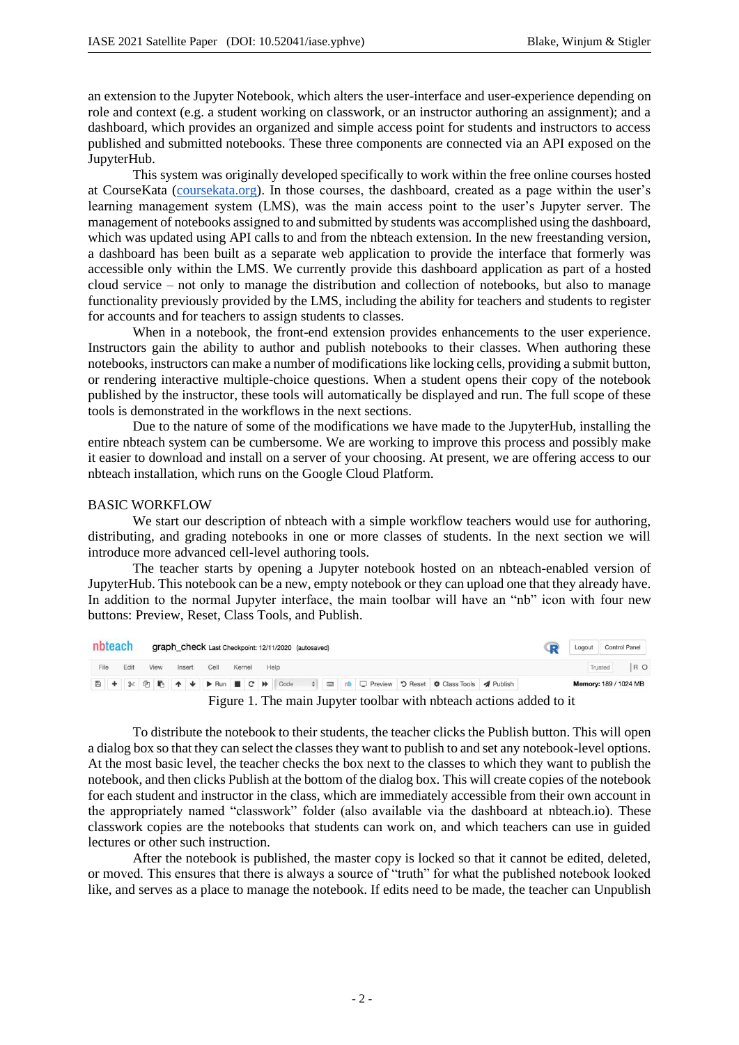an extension to the Jupyter Notebook, which alters the user-interface and user-experience depending on role and context (e.g. a student working on classwork, or an instructor authoring an assignment); and a dashboard, which provides an organized and simple access point for students and instructors to access published and submitted notebooks. These three components are connected via an API exposed on the JupyterHub.

This system was originally developed specifically to work within the free online courses hosted at CourseKata (coursekata.org). In those courses, the dashboard, created as a page within the user's learning management system (LMS), was the main access point to the user's Jupyter server. The management of notebooks assigned to and submitted by students was accomplished using the dashboard, which was updated using API calls to and from the nbteach extension. In the new freestanding version, a dashboard has been built as a separate web application to provide the interface that formerly was accessible only within the LMS. We currently provide this dashboard application as part of a hosted cloud service – not only to manage the distribution and collection of notebooks, but also to manage functionality previously provided by the LMS, including the ability for teachers and students to register for accounts and for teachers to assign students to classes.

When in a notebook, the front-end extension provides enhancements to the user experience. Instructors gain the ability to author and publish notebooks to their classes. When authoring these notebooks, instructors can make a number of modifications like locking cells, providing a submit button, or rendering interactive multiple-choice questions. When a student opens their copy of the notebook published by the instructor, these tools will automatically be displayed and run. The full scope of these tools is demonstrated in the workflows in the next sections.

Due to the nature of some of the modifications we have made to the JupyterHub, installing the entire nbteach system can be cumbersome. We are working to improve this process and possibly make it easier to download and install on a server of your choosing. At present, we are offering access to our nbteach installation, which runs on the Google Cloud Platform.

## BASIC WORKFLOW

We start our description of nbteach with a simple workflow teachers would use for authoring, distributing, and grading notebooks in one or more classes of students. In the next section we will introduce more advanced cell-level authoring tools.

The teacher starts by opening a Jupyter notebook hosted on an nbteach-enabled version of JupyterHub. This notebook can be a new, empty notebook or they can upload one that they already have. In addition to the normal Jupyter interface, the main toolbar will have an "nb" icon with four new buttons: Preview, Reset, Class Tools, and Publish.

Figure 1. The main Jupyter toolbar with nbteach actions added to it

To distribute the notebook to their students, the teacher clicks the Publish button. This will open a dialog box so that they can select the classes they want to publish to and set any notebook-level options. At the most basic level, the teacher checks the box next to the classes to which they want to publish the notebook, and then clicks Publish at the bottom of the dialog box. This will create copies of the notebook for each student and instructor in the class, which are immediately accessible from their own account in the appropriately named "classwork" folder (also available via the dashboard at nbteach.io). These classwork copies are the notebooks that students can work on, and which teachers can use in guided lectures or other such instruction.

After the notebook is published, the master copy is locked so that it cannot be edited, deleted, or moved. This ensures that there is always a source of "truth" for what the published notebook looked like, and serves as a place to manage the notebook. If edits need to be made, the teacher can Unpublish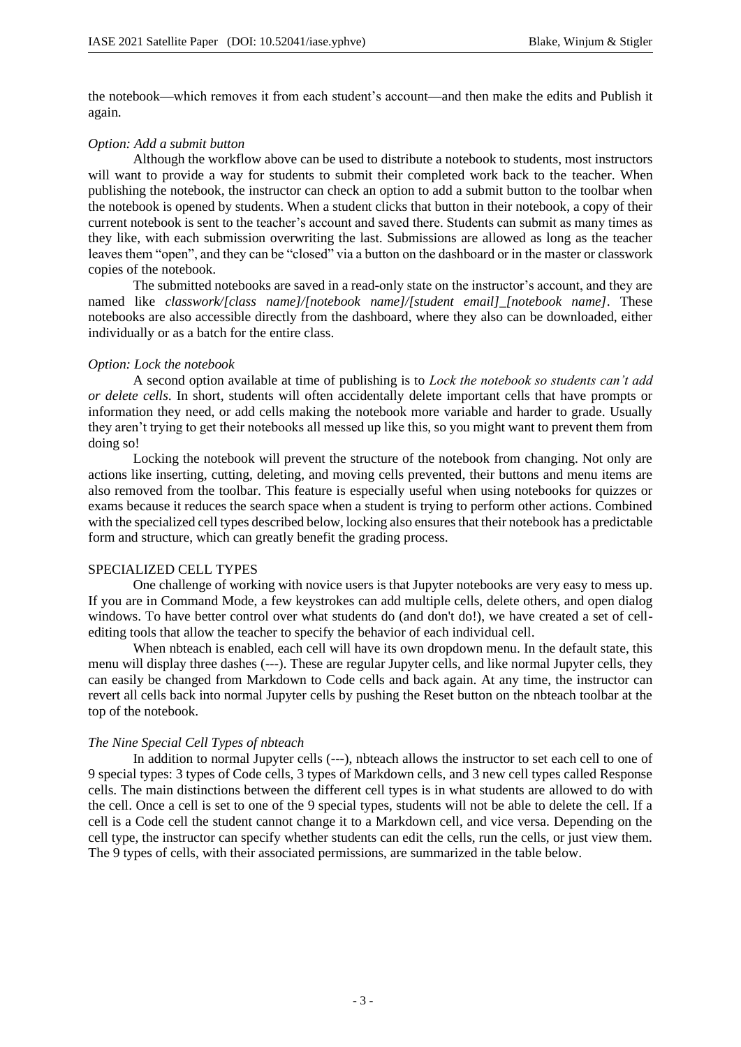the notebook—which removes it from each student's account—and then make the edits and Publish it again.

*Option: Add a submit button*

Although the workflow above can be used to distribute a notebook to students, most instructors will want to provide a way for students to submit their completed work back to the teacher. When publishing the notebook, the instructor can check an option to add a submit button to the toolbar when the notebook is opened by students. When a student clicks that button in their notebook, a copy of their current notebook is sent to the teacher's account and saved there. Students can submit as many times as they like, with each submission overwriting the last. Submissions are allowed as long as the teacher leaves them "open", and they can be "closed" via a button on the dashboard or in the master or classwork copies of the notebook.

The submitted notebooks are saved in a read-only state on the instructor's account, and they are named like *classwork/[class name]/[notebook name]/[student email]_[notebook name]*. These notebooks are also accessible directly from the dashboard, where they also can be downloaded, either individually or as a batch for the entire class.

*Option: Lock the notebook*

A second option available at time of publishing is to *Lock the notebook so students can't add or delete cells*. In short, students will often accidentally delete important cells that have prompts or information they need, or add cells making the notebook more variable and harder to grade. Usually they aren't trying to get their notebooks all messed up like this, so you might want to prevent them from doing so!

Locking the notebook will prevent the structure of the notebook from changing. Not only are actions like inserting, cutting, deleting, and moving cells prevented, their buttons and menu items are also removed from the toolbar. This feature is especially useful when using notebooks for quizzes or exams because it reduces the search space when a student is trying to perform other actions. Combined with the specialized cell types described below, locking also ensures that their notebook has a predictable form and structure, which can greatly benefit the grading process.

SPECIALIZED CELL TYPES

One challenge of working with novice users is that Jupyter notebooks are very easy to mess up. If you are in Command Mode, a few keystrokes can add multiple cells, delete others, and open dialog windows. To have better control over what students do (and don't do!), we have created a set of cell-editing tools that allow the teacher to specify the behavior of each individual cell.

When nbteach is enabled, each cell will have its own dropdown menu. In the default state, this menu will display three dashes (---). These are regular Jupyter cells, and like normal Jupyter cells, they can easily be changed from Markdown to Code cells and back again. At any time, the instructor can revert all cells back into normal Jupyter cells by pushing the Reset button on the nbteach toolbar at the top of the notebook.

*The Nine Special Cell Types of nbteach*

In addition to normal Jupyter cells (---), nbteach allows the instructor to set each cell to one of 9 special types: 3 types of Code cells, 3 types of Markdown cells, and 3 new cell types called Response cells. The main distinctions between the different cell types is in what students are allowed to do with the cell. Once a cell is set to one of the 9 special types, students will not be able to delete the cell. If a cell is a Code cell the student cannot change it to a Markdown cell, and vice versa. Depending on the cell type, the instructor can specify whether students can edit the cells, run the cells, or just view them. The 9 types of cells, with their associated permissions, are summarized in the table below.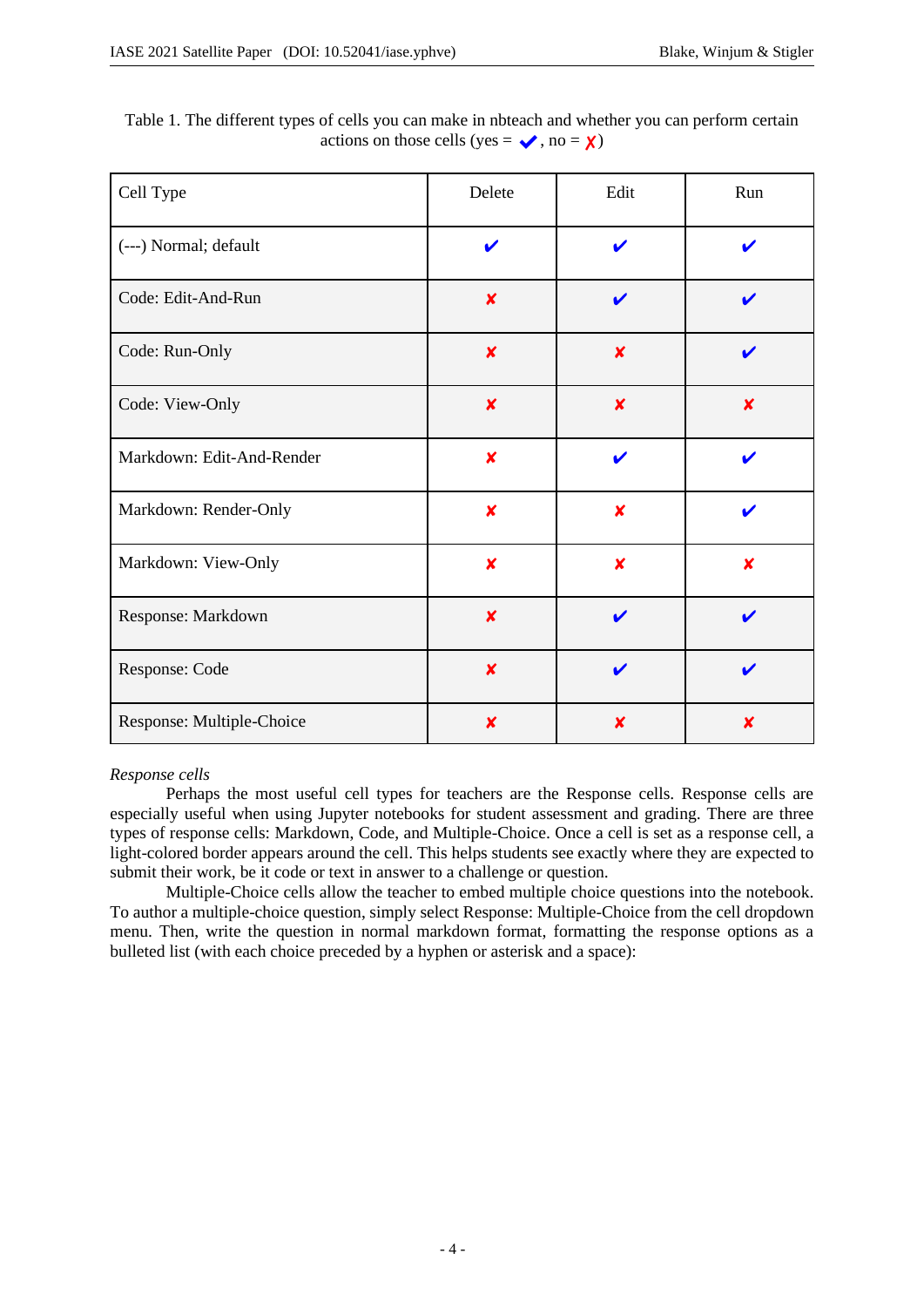Table 1. The different types of cells you can make in nbteach and whether you can perform certain actions on those cells (yes = ✔, no = ✘)

| Cell Type | Delete | Edit | Run |
|---|---|---|---|
| (---) Normal; default | ✔ | ✔ | ✔ |
| Code: Edit-And-Run | ✘ | ✔ | ✔ |
| Code: Run-Only | ✘ | ✘ | ✔ |
| Code: View-Only | ✘ | ✘ | ✘ |
| Markdown: Edit-And-Render | ✘ | ✔ | ✔ |
| Markdown: Render-Only | ✘ | ✘ | ✔ |
| Markdown: View-Only | ✘ | ✘ | ✘ |
| Response: Markdown | ✘ | ✔ | ✔ |
| Response: Code | ✘ | ✔ | ✔ |
| Response: Multiple-Choice | ✘ | ✘ | ✘ |

*Response cells*

Perhaps the most useful cell types for teachers are the Response cells. Response cells are especially useful when using Jupyter notebooks for student assessment and grading. There are three types of response cells: Markdown, Code, and Multiple-Choice. Once a cell is set as a response cell, a light-colored border appears around the cell. This helps students see exactly where they are expected to submit their work, be it code or text in answer to a challenge or question.

Multiple-Choice cells allow the teacher to embed multiple choice questions into the notebook. To author a multiple-choice question, simply select Response: Multiple-Choice from the cell dropdown menu. Then, write the question in normal markdown format, formatting the response options as a bulleted list (with each choice preceded by a hyphen or asterisk and a space):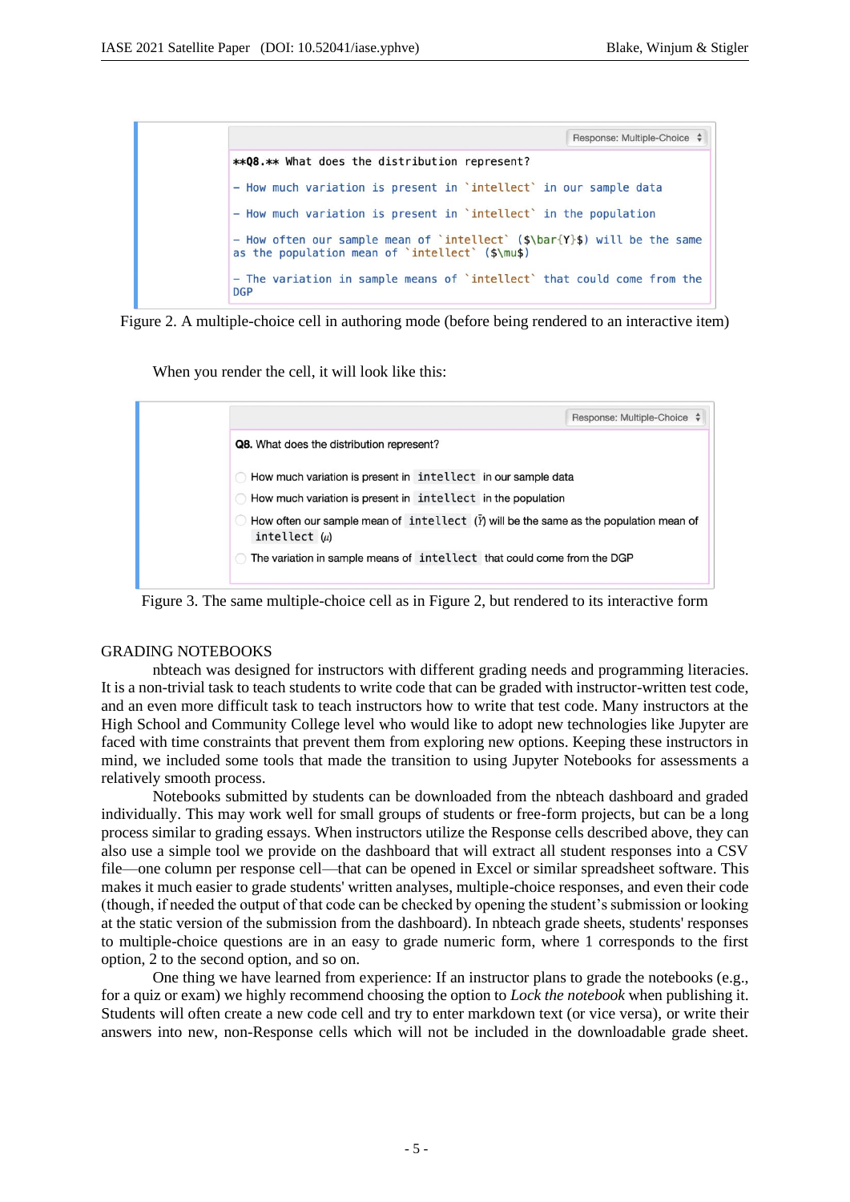```
**Q8.** What does the distribution represent?

- How much variation is present in `intellect` in our sample data

- How much variation is present in `intellect` in the population

- How often our sample mean of `intellect` ($\bar{Y}$) will be the same as the population mean of `intellect` ($\mu$)

- The variation in sample means of `intellect` that could come from the DGP
```

Figure 2. A multiple-choice cell in authoring mode (before being rendered to an interactive item)

When you render the cell, it will look like this:

**Q8.** What does the distribution represent?

- ○ How much variation is present in `intellect` in our sample data
- ○ How much variation is present in `intellect` in the population
- ○ How often our sample mean of `intellect` ($\bar{Y}$) will be the same as the population mean of `intellect` ($\mu$)
- ○ The variation in sample means of `intellect` that could come from the DGP

Figure 3. The same multiple-choice cell as in Figure 2, but rendered to its interactive form

## GRADING NOTEBOOKS

nbteach was designed for instructors with different grading needs and programming literacies. It is a non-trivial task to teach students to write code that can be graded with instructor-written test code, and an even more difficult task to teach instructors how to write that test code. Many instructors at the High School and Community College level who would like to adopt new technologies like Jupyter are faced with time constraints that prevent them from exploring new options. Keeping these instructors in mind, we included some tools that made the transition to using Jupyter Notebooks for assessments a relatively smooth process.

Notebooks submitted by students can be downloaded from the nbteach dashboard and graded individually. This may work well for small groups of students or free-form projects, but can be a long process similar to grading essays. When instructors utilize the Response cells described above, they can also use a simple tool we provide on the dashboard that will extract all student responses into a CSV file—one column per response cell—that can be opened in Excel or similar spreadsheet software. This makes it much easier to grade students' written analyses, multiple-choice responses, and even their code (though, if needed the output of that code can be checked by opening the student's submission or looking at the static version of the submission from the dashboard). In nbteach grade sheets, students' responses to multiple-choice questions are in an easy to grade numeric form, where 1 corresponds to the first option, 2 to the second option, and so on.

One thing we have learned from experience: If an instructor plans to grade the notebooks (e.g., for a quiz or exam) we highly recommend choosing the option to *Lock the notebook* when publishing it. Students will often create a new code cell and try to enter markdown text (or vice versa), or write their answers into new, non-Response cells which will not be included in the downloadable grade sheet.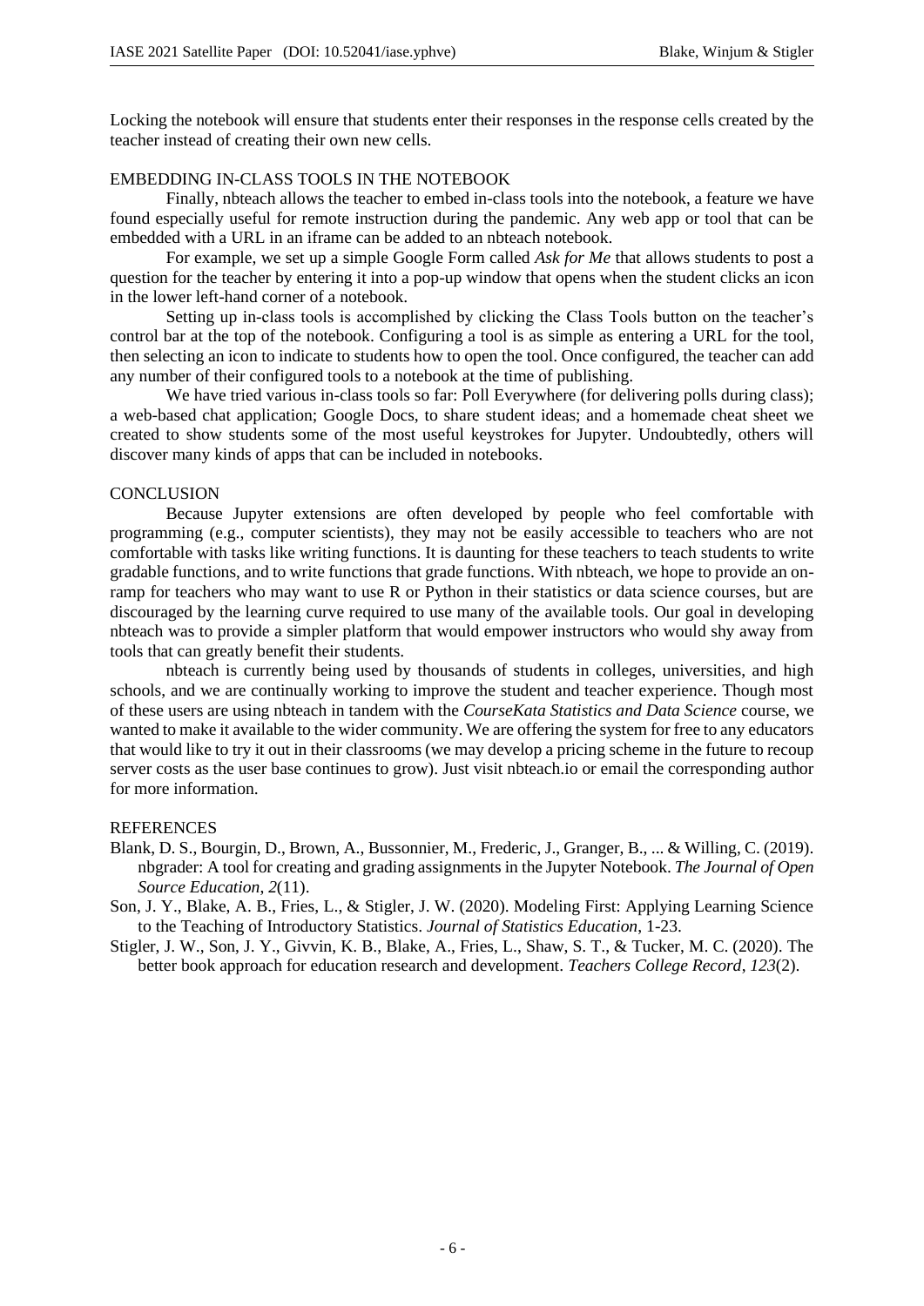Locking the notebook will ensure that students enter their responses in the response cells created by the teacher instead of creating their own new cells.

## EMBEDDING IN-CLASS TOOLS IN THE NOTEBOOK

Finally, nbteach allows the teacher to embed in-class tools into the notebook, a feature we have found especially useful for remote instruction during the pandemic. Any web app or tool that can be embedded with a URL in an iframe can be added to an nbteach notebook.

For example, we set up a simple Google Form called *Ask for Me* that allows students to post a question for the teacher by entering it into a pop-up window that opens when the student clicks an icon in the lower left-hand corner of a notebook.

Setting up in-class tools is accomplished by clicking the Class Tools button on the teacher's control bar at the top of the notebook. Configuring a tool is as simple as entering a URL for the tool, then selecting an icon to indicate to students how to open the tool. Once configured, the teacher can add any number of their configured tools to a notebook at the time of publishing.

We have tried various in-class tools so far: Poll Everywhere (for delivering polls during class); a web-based chat application; Google Docs, to share student ideas; and a homemade cheat sheet we created to show students some of the most useful keystrokes for Jupyter. Undoubtedly, others will discover many kinds of apps that can be included in notebooks.

## CONCLUSION

Because Jupyter extensions are often developed by people who feel comfortable with programming (e.g., computer scientists), they may not be easily accessible to teachers who are not comfortable with tasks like writing functions. It is daunting for these teachers to teach students to write gradable functions, and to write functions that grade functions. With nbteach, we hope to provide an on-ramp for teachers who may want to use R or Python in their statistics or data science courses, but are discouraged by the learning curve required to use many of the available tools. Our goal in developing nbteach was to provide a simpler platform that would empower instructors who would shy away from tools that can greatly benefit their students.

nbteach is currently being used by thousands of students in colleges, universities, and high schools, and we are continually working to improve the student and teacher experience. Though most of these users are using nbteach in tandem with the *CourseKata Statistics and Data Science* course, we wanted to make it available to the wider community. We are offering the system for free to any educators that would like to try it out in their classrooms (we may develop a pricing scheme in the future to recoup server costs as the user base continues to grow). Just visit nbteach.io or email the corresponding author for more information.

## REFERENCES

Blank, D. S., Bourgin, D., Brown, A., Bussonnier, M., Frederic, J., Granger, B., ... & Willing, C. (2019). nbgrader: A tool for creating and grading assignments in the Jupyter Notebook. *The Journal of Open Source Education*, *2*(11).

Son, J. Y., Blake, A. B., Fries, L., & Stigler, J. W. (2020). Modeling First: Applying Learning Science to the Teaching of Introductory Statistics. *Journal of Statistics Education*, 1-23.

Stigler, J. W., Son, J. Y., Givvin, K. B., Blake, A., Fries, L., Shaw, S. T., & Tucker, M. C. (2020). The better book approach for education research and development. *Teachers College Record*, *123*(2).